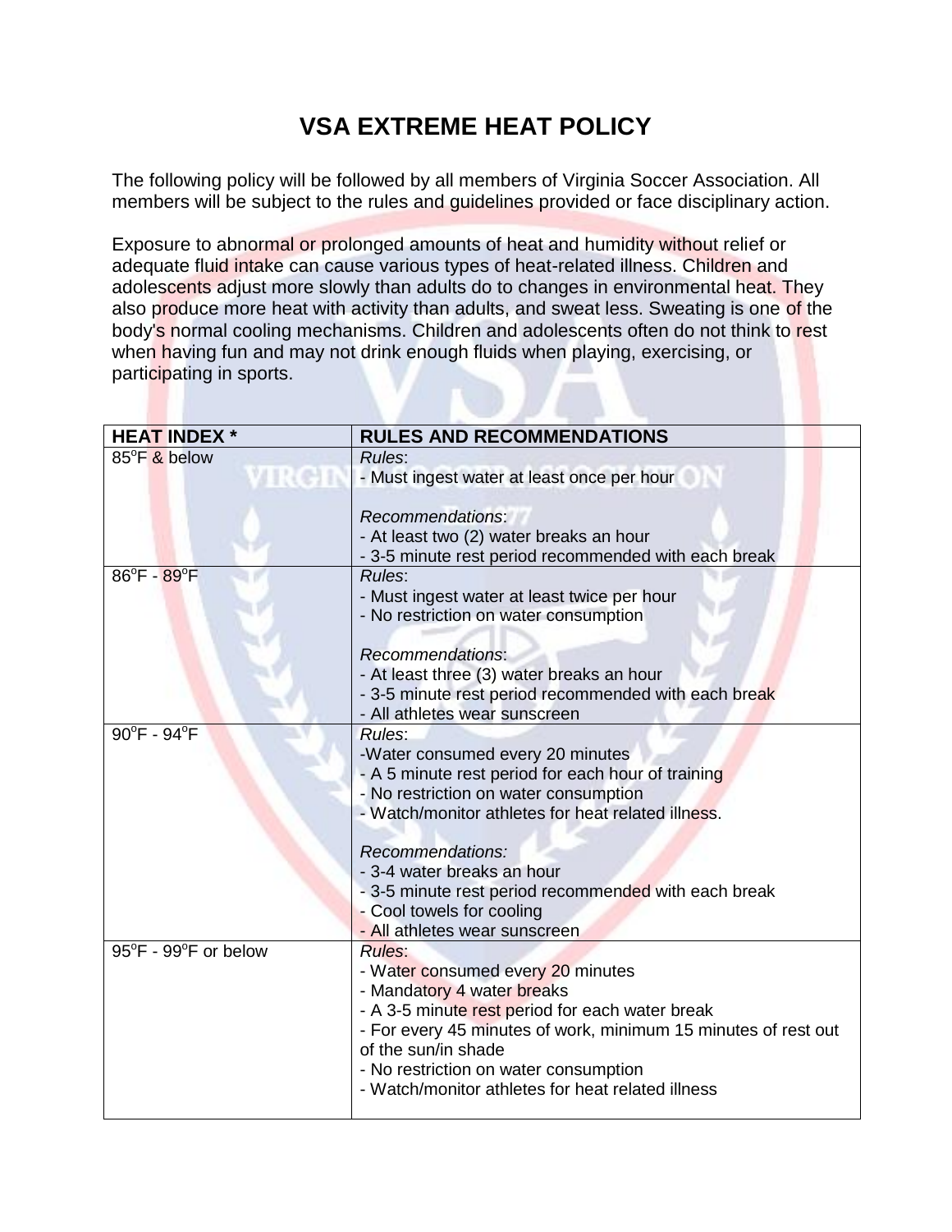# VSA EXTREME HEAT POLICY

The following policy will be followed by all members of Virginia Soccer Association. All members will be subject to the rules and guidelines provided or face disciplinary action.

Exposure to abnormal or prolonged amounts of heat and humidity without relief or adequate fluid intake can cause various types of heat-related illness. Children and adolescents adjust more slowly than adults do to changes in environmental heat. They also produce more heat with activity than adults, and sweat less. Sweating is one of the body's normal cooling mechanisms. Children and adolescents often do not think to rest when having fun and may not drink enough fluids when playing, exercising, or participating in sports.

| **HEAT INDEX \*** | **RULES AND RECOMMENDATIONS** |
| --- | --- |
| 85°F & below | *Rules*:<br>- Must ingest water at least once per hour<br><br>*Recommendations*:<br>- At least two (2) water breaks an hour<br>- 3-5 minute rest period recommended with each break |
| 86°F - 89°F | *Rules*:<br>- Must ingest water at least twice per hour<br>- No restriction on water consumption<br><br>*Recommendations*:<br>- At least three (3) water breaks an hour<br>- 3-5 minute rest period recommended with each break<br>- All athletes wear sunscreen |
| 90°F - 94°F | *Rules*:<br>-Water consumed every 20 minutes<br>- A 5 minute rest period for each hour of training<br>- No restriction on water consumption<br>- Watch/monitor athletes for heat related illness.<br><br>*Recommendations:*<br>- 3-4 water breaks an hour<br>- 3-5 minute rest period recommended with each break<br>- Cool towels for cooling<br>- All athletes wear sunscreen |
| 95°F - 99°F or below | *Rules*:<br>- Water consumed every 20 minutes<br>- Mandatory 4 water breaks<br>- A 3-5 minute rest period for each water break<br>- For every 45 minutes of work, minimum 15 minutes of rest out of the sun/in shade<br>- No restriction on water consumption<br>- Watch/monitor athletes for heat related illness |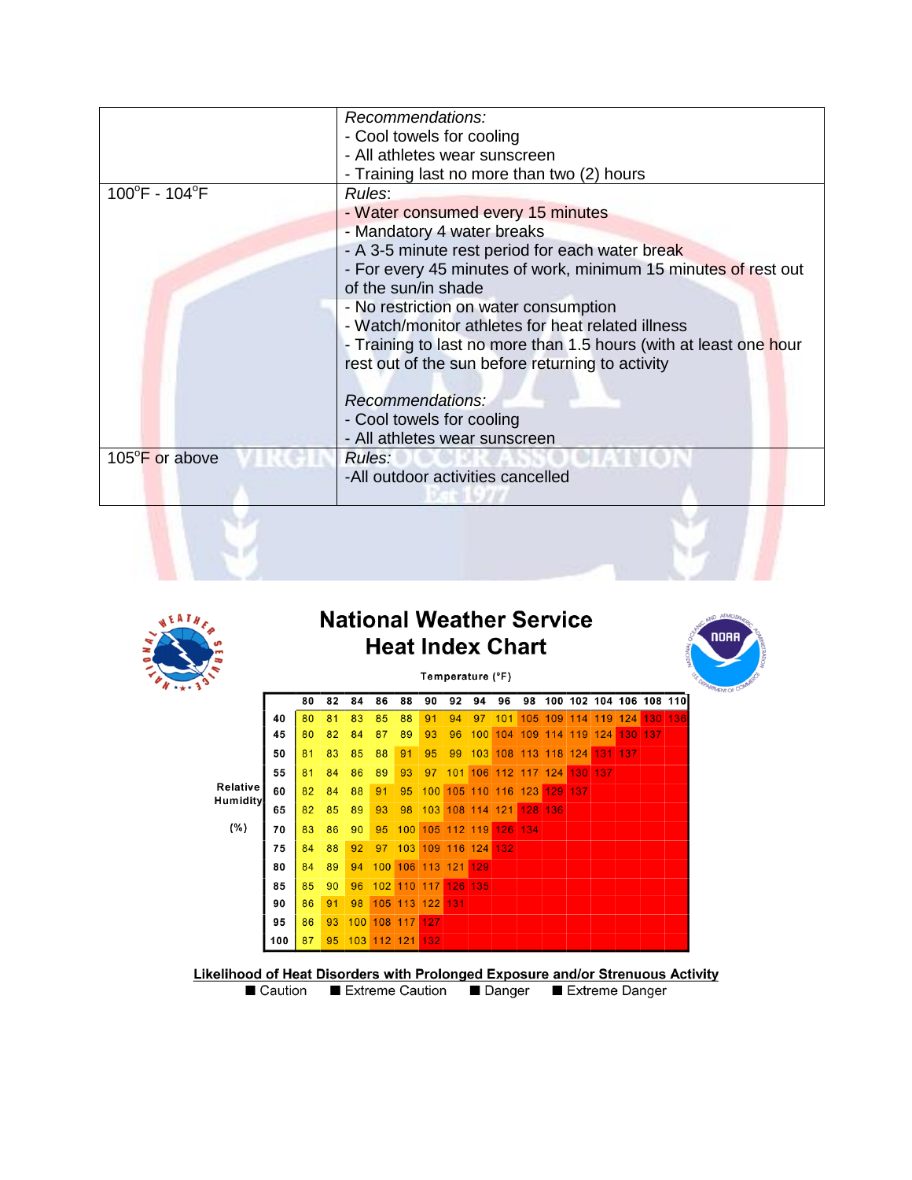| | |
|---|---|
| | *Recommendations:*<br>- Cool towels for cooling<br>- All athletes wear sunscreen<br>- Training last no more than two (2) hours |
| 100°F - 104°F | *Rules*:<br>- Water consumed every 15 minutes<br>- Mandatory 4 water breaks<br>- A 3-5 minute rest period for each water break<br>- For every 45 minutes of work, minimum 15 minutes of rest out of the sun/in shade<br>- No restriction on water consumption<br>- Watch/monitor athletes for heat related illness<br>- Training to last no more than 1.5 hours (with at least one hour rest out of the sun before returning to activity<br><br>*Recommendations:*<br>- Cool towels for cooling<br>- All athletes wear sunscreen |
| 105°F or above | *Rules:*<br>-All outdoor activities cancelled |

## National Weather Service Heat Index Chart

Temperature (°F)

| Relative Humidity (%) | 80 | 82 | 84 | 86 | 88 | 90 | 92 | 94 | 96 | 98 | 100 | 102 | 104 | 106 | 108 | 110 |
|---|---|---|---|---|---|---|---|---|---|---|---|---|---|---|---|---|
| 40 | 80 | 81 | 83 | 85 | 88 | 91 | 94 | 97 | 101 | 105 | 109 | 114 | 119 | 124 | 130 | 136 |
| 45 | 80 | 82 | 84 | 87 | 89 | 93 | 96 | 100 | 104 | 109 | 114 | 119 | 124 | 130 | 137 | |
| 50 | 81 | 83 | 85 | 88 | 91 | 95 | 99 | 103 | 108 | 113 | 118 | 124 | 131 | 137 | | |
| 55 | 81 | 84 | 86 | 89 | 93 | 97 | 101 | 106 | 112 | 117 | 124 | 130 | 137 | | | |
| 60 | 82 | 84 | 88 | 91 | 95 | 100 | 105 | 110 | 116 | 123 | 129 | 137 | | | | |
| 65 | 82 | 85 | 89 | 93 | 98 | 103 | 108 | 114 | 121 | 128 | 136 | | | | | |
| 70 | 83 | 86 | 90 | 95 | 100 | 105 | 112 | 119 | 126 | 134 | | | | | | |
| 75 | 84 | 88 | 92 | 97 | 103 | 109 | 116 | 124 | 132 | | | | | | | |
| 80 | 84 | 89 | 94 | 100 | 106 | 113 | 121 | 129 | | | | | | | | |
| 85 | 85 | 90 | 96 | 102 | 110 | 117 | 126 | 135 | | | | | | | | |
| 90 | 86 | 91 | 98 | 105 | 113 | 122 | 131 | | | | | | | | | |
| 95 | 86 | 93 | 100 | 108 | 117 | 127 | | | | | | | | | | |
| 100 | 87 | 95 | 103 | 112 | 121 | 132 | | | | | | | | | | |

**Likelihood of Heat Disorders with Prolonged Exposure and/or Strenuous Activity**

■ Caution ■ Extreme Caution ■ Danger ■ Extreme Danger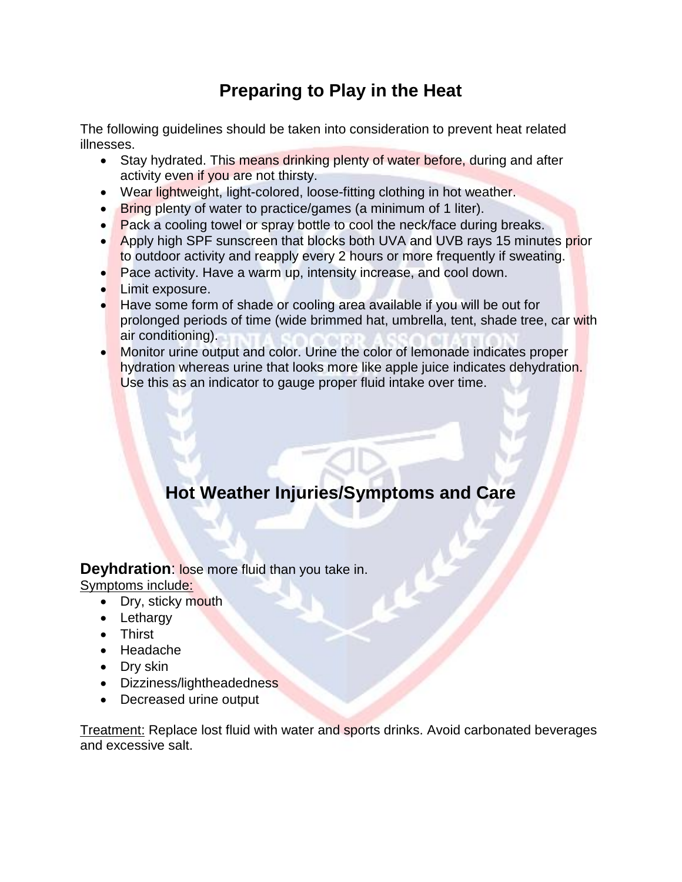# Preparing to Play in the Heat

The following guidelines should be taken into consideration to prevent heat related illnesses.

- Stay hydrated. This means drinking plenty of water before, during and after activity even if you are not thirsty.
- Wear lightweight, light-colored, loose-fitting clothing in hot weather.
- Bring plenty of water to practice/games (a minimum of 1 liter).
- Pack a cooling towel or spray bottle to cool the neck/face during breaks.
- Apply high SPF sunscreen that blocks both UVA and UVB rays 15 minutes prior to outdoor activity and reapply every 2 hours or more frequently if sweating.
- Pace activity. Have a warm up, intensity increase, and cool down.
- Limit exposure.
- Have some form of shade or cooling area available if you will be out for prolonged periods of time (wide brimmed hat, umbrella, tent, shade tree, car with air conditioning).
- Monitor urine output and color. Urine the color of lemonade indicates proper hydration whereas urine that looks more like apple juice indicates dehydration. Use this as an indicator to gauge proper fluid intake over time.

# Hot Weather Injuries/Symptoms and Care

**Deyhdration**: lose more fluid than you take in.

Symptoms include:

- Dry, sticky mouth
- Lethargy
- Thirst
- Headache
- Dry skin
- Dizziness/lightheadedness
- Decreased urine output

Treatment: Replace lost fluid with water and sports drinks. Avoid carbonated beverages and excessive salt.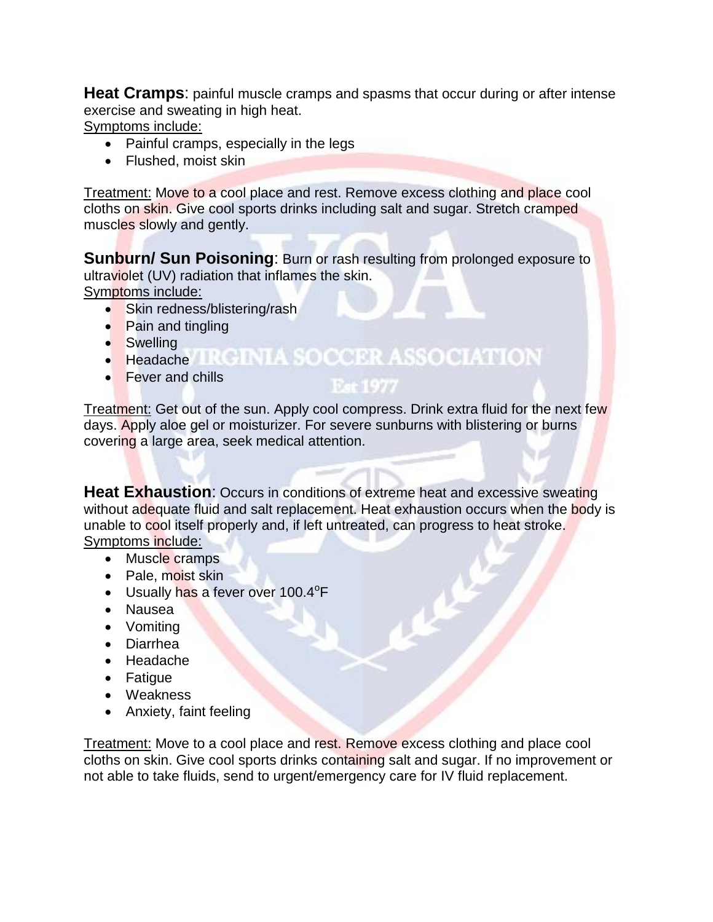**Heat Cramps**: painful muscle cramps and spasms that occur during or after intense exercise and sweating in high heat.

Symptoms include:

- Painful cramps, especially in the legs
- Flushed, moist skin

Treatment: Move to a cool place and rest. Remove excess clothing and place cool cloths on skin. Give cool sports drinks including salt and sugar. Stretch cramped muscles slowly and gently.

**Sunburn/ Sun Poisoning**: Burn or rash resulting from prolonged exposure to ultraviolet (UV) radiation that inflames the skin.

Symptoms include:

- Skin redness/blistering/rash
- Pain and tingling
- Swelling
- Headache
- Fever and chills

Treatment: Get out of the sun. Apply cool compress. Drink extra fluid for the next few days. Apply aloe gel or moisturizer. For severe sunburns with blistering or burns covering a large area, seek medical attention.

**Heat Exhaustion**: Occurs in conditions of extreme heat and excessive sweating without adequate fluid and salt replacement. Heat exhaustion occurs when the body is unable to cool itself properly and, if left untreated, can progress to heat stroke.

Symptoms include:

- Muscle cramps
- Pale, moist skin
- Usually has a fever over 100.4$^{o}$F
- Nausea
- Vomiting
- Diarrhea
- Headache
- Fatigue
- Weakness
- Anxiety, faint feeling

Treatment: Move to a cool place and rest. Remove excess clothing and place cool cloths on skin. Give cool sports drinks containing salt and sugar. If no improvement or not able to take fluids, send to urgent/emergency care for IV fluid replacement.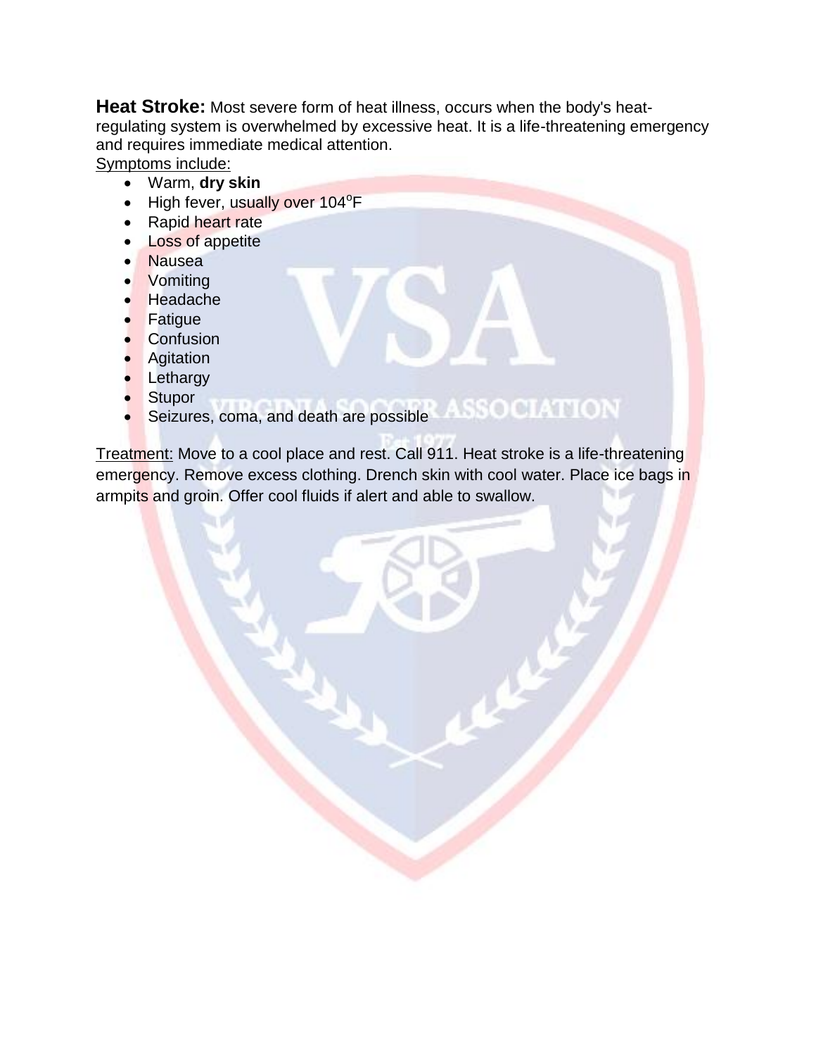**Heat Stroke:** Most severe form of heat illness, occurs when the body's heat-regulating system is overwhelmed by excessive heat. It is a life-threatening emergency and requires immediate medical attention.

Symptoms include:

- Warm, **dry skin**
- High fever, usually over 104°F
- Rapid heart rate
- Loss of appetite
- Nausea
- Vomiting
- Headache
- Fatigue
- Confusion
- Agitation
- Lethargy
- Stupor
- Seizures, coma, and death are possible

Treatment: Move to a cool place and rest. Call 911. Heat stroke is a life-threatening emergency. Remove excess clothing. Drench skin with cool water. Place ice bags in armpits and groin. Offer cool fluids if alert and able to swallow.